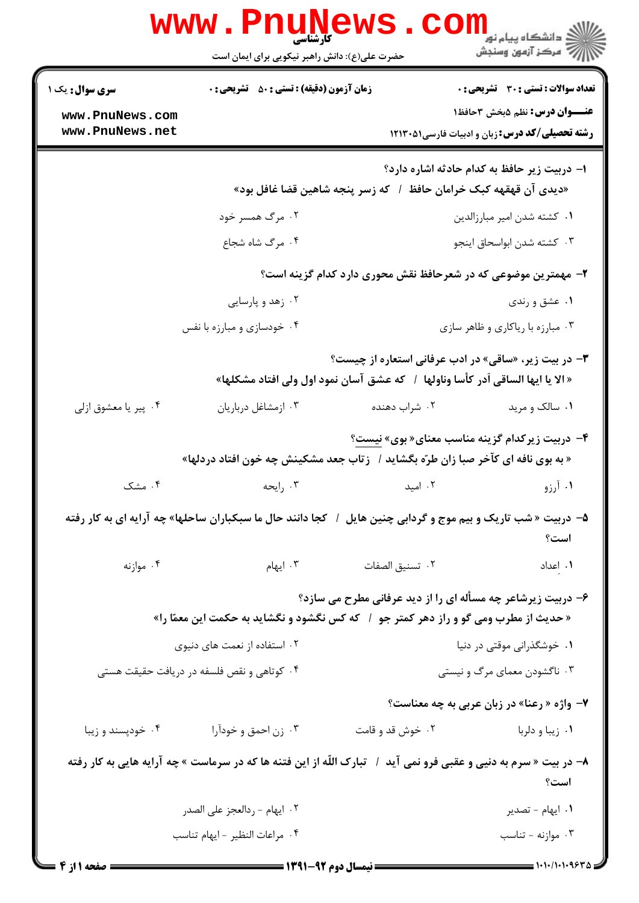کارشناسی

حضرت علی(ع): دانش راهبر نیکویی برای ایمان است

| سری سوال: یک ۱ | زمان آزمون (دقیقه) : تستی : ۵۰ تشریحی : ۰ | تعداد سوالات : تستی : ۳۰ تشریحی : ۰ |
|---|---|---|
| www.PnuNews.com www.PnuNews.net | | عنـــوان درس: نظم ۵بخش ۳حافظ۱ |
| | | رشته تحصیلی/کد درس: زبان و ادبیات فارسی۱۲۱۳۰۵۱ |

۱- دربیت زیر حافظ به کدام حادثه اشاره دارد؟

«دیدی آن قهقهه کبک خرامان حافظ / که زسر پنجه شاهین قضا غافل بود»

۱. کشته شدن امیر مبارزالدین
۲. مرگ همسر خود
۳. کشته شدن ابواسحاق اینجو
۴. مرگ شاه شجاع

۲- مهمترین موضوعی که در شعرحافظ نقش محوری دارد کدام گزینه است؟

۱. عشق و رندی
۲. زهد و پارسایی
۳. مبارزه با ریاکاری و ظاهر سازی
۴. خودسازی و مبارزه با نفس

۳- در بیت زیر، «ساقی» در ادب عرفانی استعاره از چیست؟

« الا یا ایها الساقی أدِر کأسا وناولها / که عشق آسان نمود اول ولی افتاد مشکلها»

۱. سالک و مرید
۲. شراب دهنده
۳. ازمشاغل درباریان
۴. پیر یا معشوق ازلی

۴- دربیت زیرکدام گزینه مناسب معنای« بوی» نیست؟

« به بوی نافه ای کآخر صبا زان طرّه بگشاید / زتاب جعد مشکینش چه خون افتاد دردلها»

۱. آرزو
۲. امید
۳. رایحه
۴. مشک

۵- دربیت « شب تاریک و بیم موج و گردابی چنین هایل / کجا دانند حال ما سبکباران ساحلها» چه آرایه ای به کار رفته است؟

۱. اِعداد
۲. تنسیق الصفات
۳. ایهام
۴. موازنه

۶- دربیت زیرشاعر چه مسأله ای را از دید عرفانی مطرح می سازد؟

« حدیث از مطرب ومی گو و راز دهر کمتر جو / که کس نگشود و نگشاید به حکمت این معمّا را»

۱. خوشگذرانی موقتی در دنیا
۲. استفاده از نعمت های دنیوی
۳. ناگشودن معمای مرگ و نیستی
۴. کوتاهی و نقص فلسفه در دریافت حقیقت هستی

۷- واژه « رعنا» در زبان عربی به چه معناست؟

۱. زیبا و دلربا
۲. خوش قد و قامت
۳. زن احمق و خودآرا
۴. خودپسند و زیبا

۸- در بیت « سرم به دنیی و عقبی فرو نمی آید / تبارک اللّه از این فتنه ها که در سرماست » چه آرایه هایی به کار رفته است؟

۱. ایهام - تصدیر
۲. ایهام - ردالعجز علی الصدر
۳. موازنه - تناسب
۴. مراعات النظیر - ایهام تناسب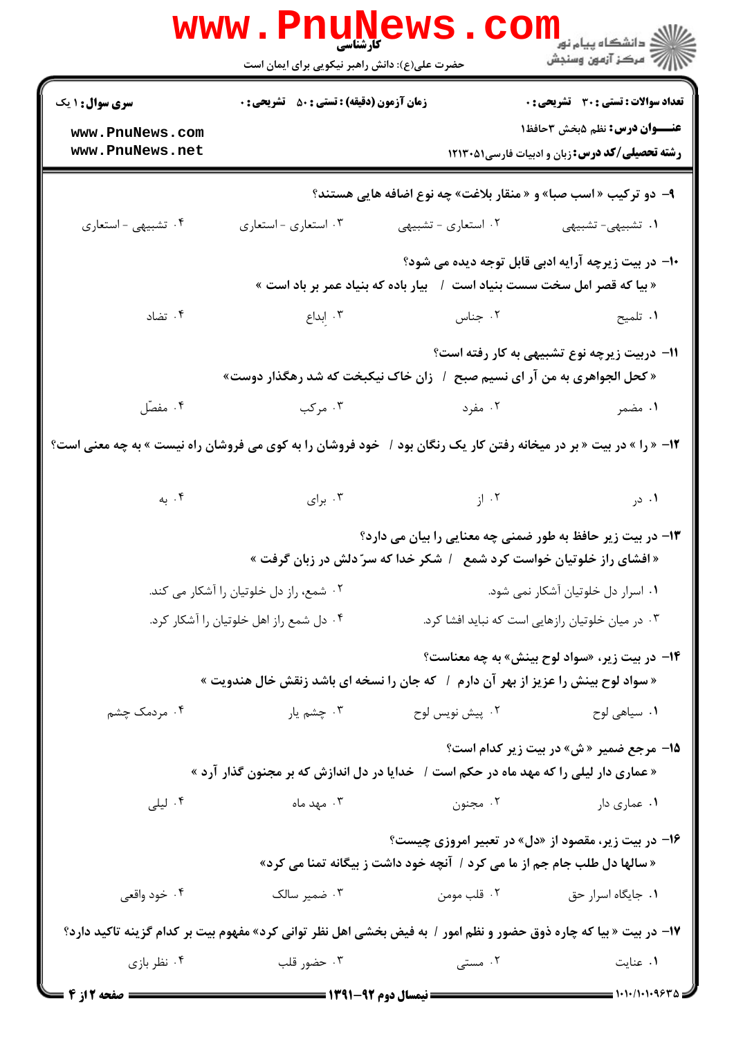**سری سوال: ۱ یک**

**زمان آزمون (دقیقه): تستی: ۵۰ تشریحی: ۰**

**تعداد سوالات: تستی: ۳۰ تشریحی: ۰**

**عنـــوان درس:** نظم ۵بخش ۳حافظ۱

**رشته تحصیلی/کد درس:** زبان و ادبیات فارسی۱۲۱۳۰۵۱

**۹- دو ترکیب « اسب صبا» و « منقار بلاغت» چه نوع اضافه هایی هستند؟**

۱. تشبیهی- تشبیهی
۲. استعاری - تشبیهی
۳. استعاری - استعاری
۴. تشبیهی - استعاری

**۱۰- در بیت زیرچه آرایه ادبی قابل توجه دیده می شود؟**

« بیا که قصر امل سخت سست بنیاد است / بیار باده که بنیاد عمر بر باد است »

۱. تلمیح
۲. جناس
۳. ابداع
۴. تضاد

**۱۱- دربیت زیرچه نوع تشبیهی به کار رفته است؟**

« کحل الجواهری به من آر ای نسیم صبح / زان خاک نیکبخت که شد رهگذار دوست»

۱. مضمر
۲. مفرد
۳. مرکب
۴. مفصّل

**۱۲- « را » در بیت « بر در میخانه رفتن کار یک رنگان بود / خود فروشان را به کوی می فروشان راه نیست » به چه معنی است؟**

۱. در
۲. از
۳. برای
۴. به

**۱۳- در بیت زیر حافظ به طور ضمنی چه معنایی را بیان می دارد؟**

« افشای راز خلوتیان خواست کرد شمع / شکر خدا که سرّ دلش در زبان گرفت »

۱. اسرار دل خلوتیان آشکار نمی شود.
۲. شمع، راز دل خلوتیان را آشکار می کند.
۳. در میان خلوتیان رازهایی است که نباید افشا کرد.
۴. دل شمع راز اهل خلوتیان را آشکار کرد.

**۱۴- در بیت زیر، «سواد لوح بینش» به چه معناست؟**

« سواد لوح بینش را عزیز از بهر آن دارم / که جان را نسخه ای باشد زنقش خال هندویت »

۱. سیاهی لوح
۲. پیش نویس لوح
۳. چشم یار
۴. مردمک چشم

**۱۵- مرجع ضمیر « ش» در بیت زیر کدام است؟**

« عماری دار لیلی را که مهد ماه در حکم است / خدایا در دل اندازش که بر مجنون گذار آرد »

۱. عماری دار
۲. مجنون
۳. مهد ماه
۴. لیلی

**۱۶- در بیت زیر، مقصود از «دل» در تعبیر امروزی چیست؟**

« سالها دل طلب جام جم از ما می کرد / آنچه خود داشت ز بیگانه تمنا می کرد»

۱. جایگاه اسرار حق
۲. قلب مومن
۳. ضمیر سالک
۴. خود واقعی

**۱۷- در بیت « بیا که چاره ذوق حضور و نظم امور / به فیض بخشی اهل نظر توانی کرد» مفهوم بیت بر کدام گزینه تاکید دارد؟**

۱. عنایت
۲. مستی
۳. حضور قلب
۴. نظر بازی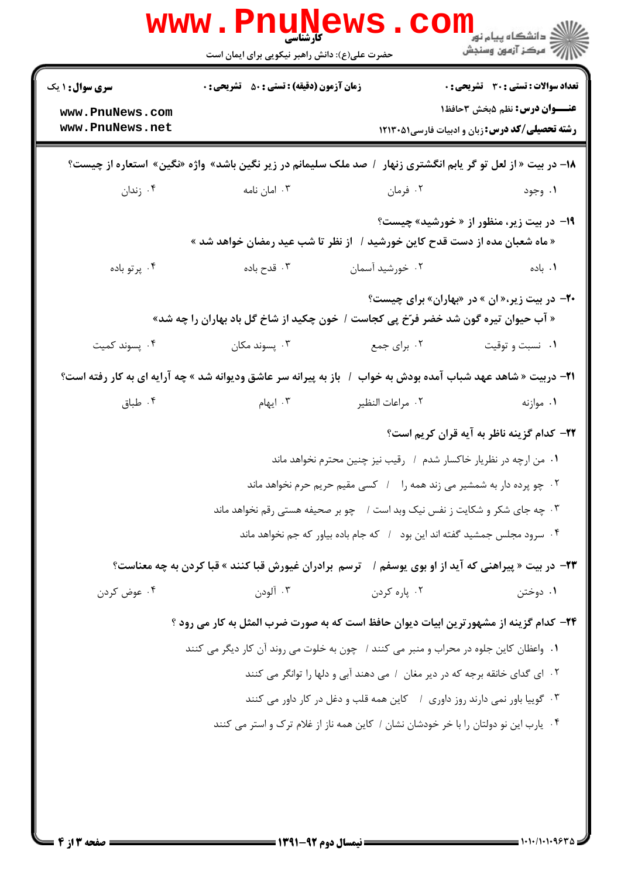**سری سوال:** ۱ یک

**زمان آزمون (دقیقه) : تستی : ۵۰ تشریحی : ۰**

**تعداد سوالات : تستی : ۳۰ تشریحی : ۰**

**عنـــوان درس:** نظم ۵بخش ۳حافظ۱

**رشته تحصیلی/کد درس:** زبان و ادبیات فارسی۱۲۱۳۰۵۱

**۱۸-** در بیت « از لعل تو گر یابم انگشتری زنهار / صد ملک سلیمانم در زیر نگین باشد» واژه «نگین» استعاره از چیست؟

۱. وجود
۲. فرمان
۳. امان نامه
۴. زندان

**۱۹-** در بیت زیر، منظور از « خورشید» چیست؟

« ماه شعبان مده از دست قدح کاین خورشید / از نظر تا شب عید رمضان خواهد شد »

۱. باده
۲. خورشید آسمان
۳. قدح باده
۴. پرتو باده

**۲۰-** در بیت زیر،« ان » در «بهاران» برای چیست؟

« آب حیوان تیره گون شد خضر فرّخ پی کجاست / خون چکید از شاخ گل باد بهاران را چه شد»

۱. نسبت و توقیت
۲. برای جمع
۳. پسوند مکان
۴. پسوند کمیت

**۲۱-** دربیت « شاهد عهد شباب آمده بودش به خواب / باز به پیرانه سر عاشق ودیوانه شد » چه آرایه ای به کار رفته است؟

۱. موازنه
۲. مراعات النظیر
۳. ایهام
۴. طباق

**۲۲-** کدام گزینه ناظر به آیه قران کریم است؟

۱. من ارچه در نظریار خاکسار شدم / رقیب نیز چنین محترم نخواهد ماند
۲. چو پرده دار به شمشیر می زند همه را / کسی مقیم حریم حرم نخواهد ماند
۳. چه جای شکر و شکایت ز نفس نیک وبد است / چو بر صحیفه هستی رقم نخواهد ماند
۴. سرود مجلس جمشید گفته اند این بود / که جام باده بیاور که جم نخواهد ماند

**۲۳-** در بیت « پیراهنی که آید از او بوی یوسفم / ترسم برادران غیورش قبا کنند » قبا کردن به چه معناست؟

۱. دوختن
۲. پاره کردن
۳. آلودن
۴. عوض کردن

**۲۴-** کدام گزینه از مشهورترین ابیات دیوان حافظ است که به صورت ضرب المثل به کار می رود ؟

۱. واعظان کاین جلوه در محراب و منبر می کنند / چون به خلوت می روند آن کار دیگر می کنند
۲. ای گدای خانقه برجه که در دیر مغان / می دهند آبی و دلها را توانگر می کنند
۳. گوییا باور نمی دارند روز داوری / کاین همه قلب و دغل در کار داور می کنند
۴. یارب این نو دولتان را با خر خودشان نشان / کاین همه ناز از غلام ترک و استر می کنند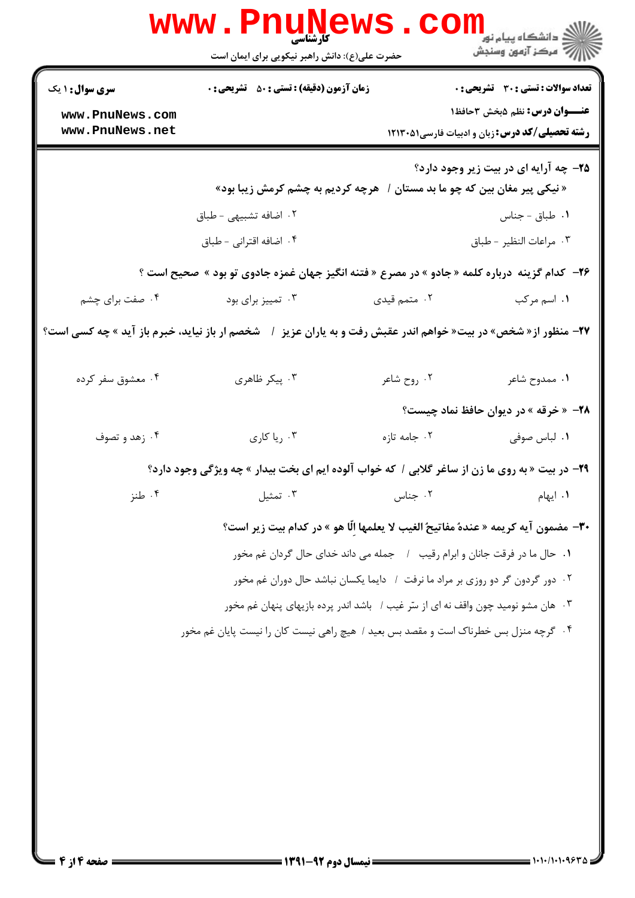**سری سوال:** ۱ یک

**زمان آزمون (دقیقه) : تستی : ۵۰ تشریحی : ۰**

**تعداد سوالات : تستی : ۳۰ تشریحی : ۰**

**عنـــوان درس:** نظم ۵بخش ۳حافظ۱

**رشته تحصیلی/کد درس:** زبان و ادبیات فارسی۱۲۱۳۰۵۱

**۲۵- چه آرایه ای در بیت زیر وجود دارد؟**

**« نیکی پیر مغان بین که چو ما بد مستان / هرچه کردیم به چشم کرمش زیبا بود»**

۱. طباق - جناس

۲. اضافه تشبیهی - طباق

۳. مراعات النظیر - طباق

۴. اضافه اقترانی - طباق

**۲۶- کدام گزینه درباره کلمه « جادو » در مصرع « فتنه انگیز جهان غمزه جادوی تو بود » صحیح است ؟**

۱. اسم مرکب

۲. متمم قیدی

۳. تمییز برای بود

۴. صفت برای چشم

**۲۷- منظور از« شخص» در بیت« خواهم اندر عقبش رفت و به یاران عزیز / شخصم ار باز نیاید، خبرم باز آید » چه کسی است؟**

۱. ممدوح شاعر

۲. روح شاعر

۳. پیکر ظاهری

۴. معشوق سفر کرده

**۲۸- « خرقه » در دیوان حافظ نماد چیست؟**

۱. لباس صوفی

۲. جامه تازه

۳. ریا کاری

۴. زهد و تصوف

**۲۹- در بیت « به روی ما زن از ساغر گلابی / که خواب آلوده ایم ای بخت بیدار » چه ویژگی وجود دارد؟**

۱. ایهام

۲. جناس

۳. تمثیل

۴. طنز

**۳۰- مضمون آیه کریمه « عندهُ مفاتیحُ الغیب لا یعلمها اِلّا هو » در کدام بیت زیر است؟**

۱. حال ما در فرقت جانان و ابرام رقیب / جمله می داند خدای حال گردان غم مخور

۲. دور گردون گر دو روزی بر مراد ما نرفت / دایما یکسان نباشد حال دوران غم مخور

۳. هان مشو نومید چون واقف نه ای از سّر غیب / باشد اندر پرده بازیهای پنهان غم مخور

۴. گرچه منزل بس خطرناک است و مقصد بس بعید / هیچ راهی نیست کان را نیست پایان غم مخور